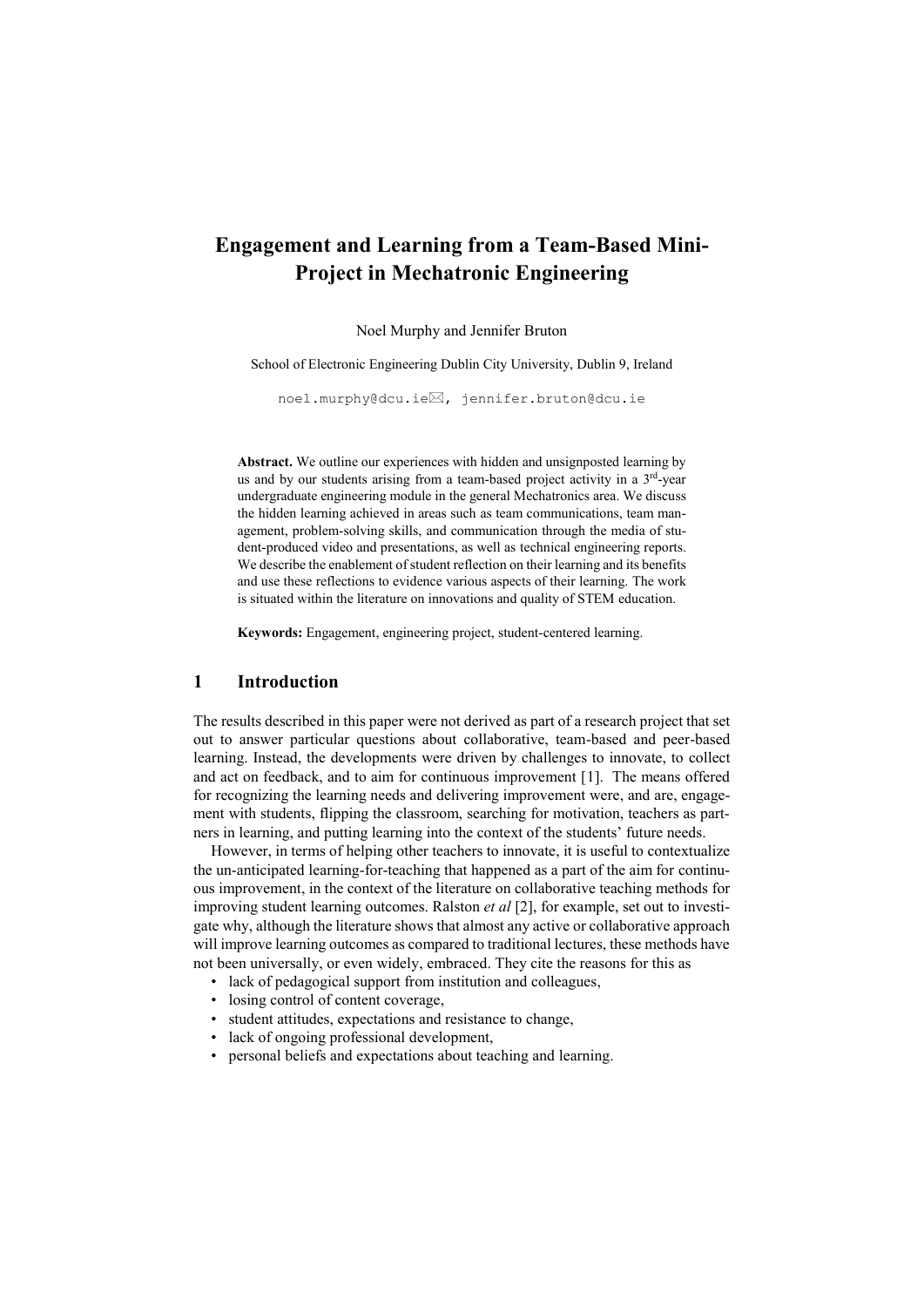# Engagement and Learning from a Team-Based Mini-Project in Mechatronic Engineering

Noel Murphy and Jennifer Bruton

School of Electronic Engineering Dublin City University, Dublin 9, Ireland

noel.murphy@dcu.ie✉, jennifer.bruton@dcu.ie

**Abstract.** We outline our experiences with hidden and unsignposted learning by us and by our students arising from a team-based project activity in a 3rd-year undergraduate engineering module in the general Mechatronics area. We discuss the hidden learning achieved in areas such as team communications, team management, problem-solving skills, and communication through the media of student-produced video and presentations, as well as technical engineering reports. We describe the enablement of student reflection on their learning and its benefits and use these reflections to evidence various aspects of their learning. The work is situated within the literature on innovations and quality of STEM education.

**Keywords:** Engagement, engineering project, student-centered learning.

## 1 Introduction

The results described in this paper were not derived as part of a research project that set out to answer particular questions about collaborative, team-based and peer-based learning. Instead, the developments were driven by challenges to innovate, to collect and act on feedback, and to aim for continuous improvement [1]. The means offered for recognizing the learning needs and delivering improvement were, and are, engagement with students, flipping the classroom, searching for motivation, teachers as partners in learning, and putting learning into the context of the students' future needs.

However, in terms of helping other teachers to innovate, it is useful to contextualize the un-anticipated learning-for-teaching that happened as a part of the aim for continuous improvement, in the context of the literature on collaborative teaching methods for improving student learning outcomes. Ralston *et al* [2], for example, set out to investigate why, although the literature shows that almost any active or collaborative approach will improve learning outcomes as compared to traditional lectures, these methods have not been universally, or even widely, embraced. They cite the reasons for this as

- lack of pedagogical support from institution and colleagues,
- losing control of content coverage,
- student attitudes, expectations and resistance to change,
- lack of ongoing professional development,
- personal beliefs and expectations about teaching and learning.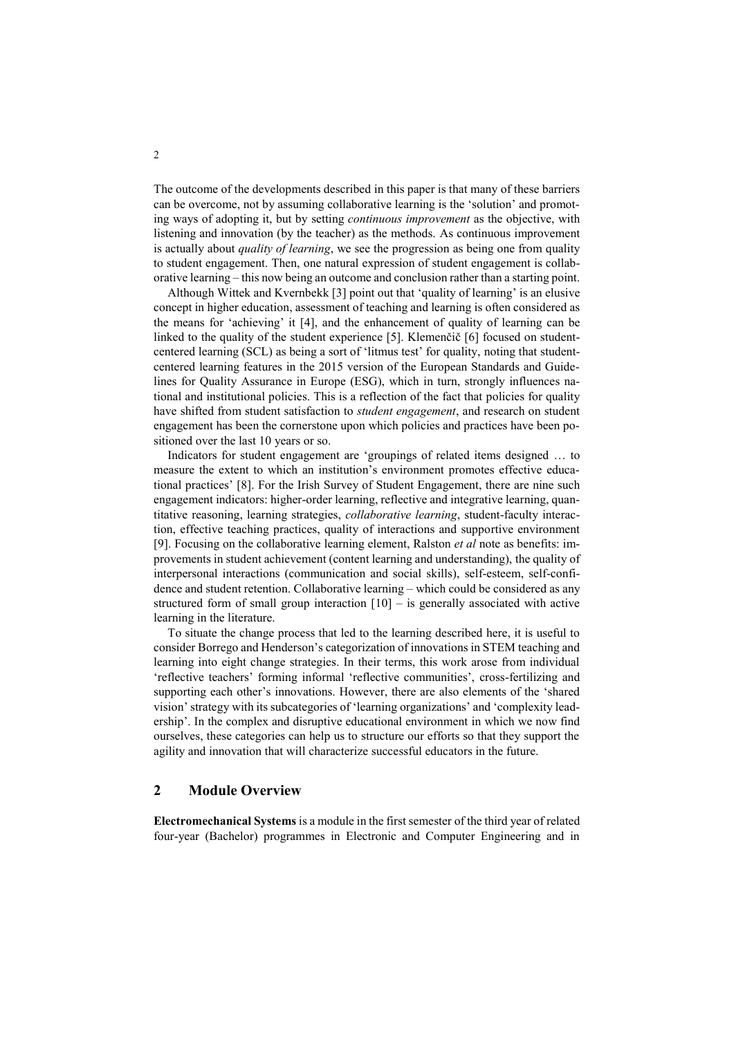The outcome of the developments described in this paper is that many of these barriers can be overcome, not by assuming collaborative learning is the 'solution' and promoting ways of adopting it, but by setting *continuous improvement* as the objective, with listening and innovation (by the teacher) as the methods. As continuous improvement is actually about *quality of learning*, we see the progression as being one from quality to student engagement. Then, one natural expression of student engagement is collaborative learning – this now being an outcome and conclusion rather than a starting point.

Although Wittek and Kvernbekk [3] point out that 'quality of learning' is an elusive concept in higher education, assessment of teaching and learning is often considered as the means for 'achieving' it [4], and the enhancement of quality of learning can be linked to the quality of the student experience [5]. Klemenčič [6] focused on student-centered learning (SCL) as being a sort of 'litmus test' for quality, noting that student-centered learning features in the 2015 version of the European Standards and Guidelines for Quality Assurance in Europe (ESG), which in turn, strongly influences national and institutional policies. This is a reflection of the fact that policies for quality have shifted from student satisfaction to *student engagement*, and research on student engagement has been the cornerstone upon which policies and practices have been positioned over the last 10 years or so.

Indicators for student engagement are 'groupings of related items designed … to measure the extent to which an institution's environment promotes effective educational practices' [8]. For the Irish Survey of Student Engagement, there are nine such engagement indicators: higher-order learning, reflective and integrative learning, quantitative reasoning, learning strategies, *collaborative learning*, student-faculty interaction, effective teaching practices, quality of interactions and supportive environment [9]. Focusing on the collaborative learning element, Ralston *et al* note as benefits: improvements in student achievement (content learning and understanding), the quality of interpersonal interactions (communication and social skills), self-esteem, self-confidence and student retention. Collaborative learning – which could be considered as any structured form of small group interaction [10] – is generally associated with active learning in the literature.

To situate the change process that led to the learning described here, it is useful to consider Borrego and Henderson's categorization of innovations in STEM teaching and learning into eight change strategies. In their terms, this work arose from individual 'reflective teachers' forming informal 'reflective communities', cross-fertilizing and supporting each other's innovations. However, there are also elements of the 'shared vision' strategy with its subcategories of 'learning organizations' and 'complexity leadership'. In the complex and disruptive educational environment in which we now find ourselves, these categories can help us to structure our efforts so that they support the agility and innovation that will characterize successful educators in the future.

## 2 Module Overview

**Electromechanical Systems** is a module in the first semester of the third year of related four-year (Bachelor) programmes in Electronic and Computer Engineering and in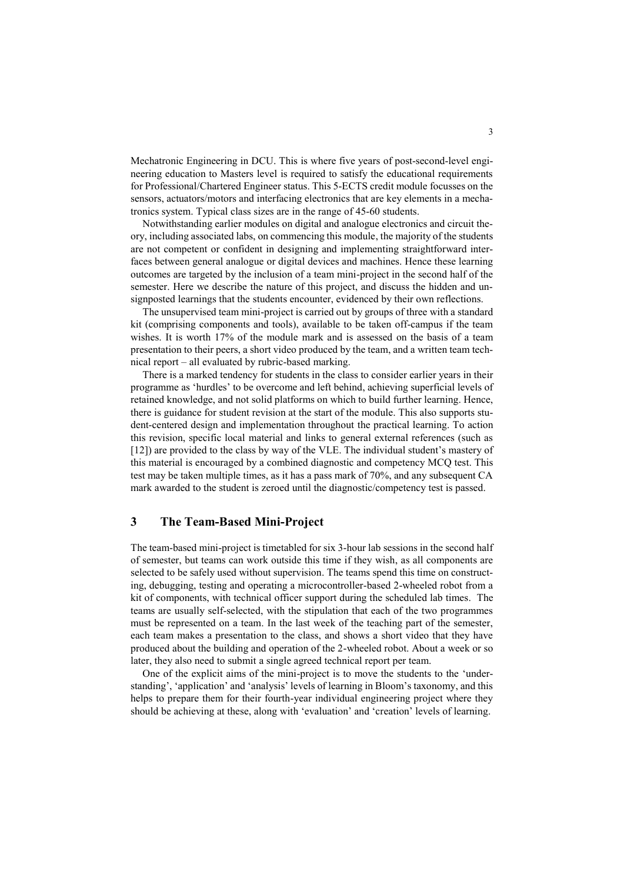Mechatronic Engineering in DCU. This is where five years of post-second-level engineering education to Masters level is required to satisfy the educational requirements for Professional/Chartered Engineer status. This 5-ECTS credit module focusses on the sensors, actuators/motors and interfacing electronics that are key elements in a mechatronics system. Typical class sizes are in the range of 45-60 students.

Notwithstanding earlier modules on digital and analogue electronics and circuit theory, including associated labs, on commencing this module, the majority of the students are not competent or confident in designing and implementing straightforward interfaces between general analogue or digital devices and machines. Hence these learning outcomes are targeted by the inclusion of a team mini-project in the second half of the semester. Here we describe the nature of this project, and discuss the hidden and unsignposted learnings that the students encounter, evidenced by their own reflections.

The unsupervised team mini-project is carried out by groups of three with a standard kit (comprising components and tools), available to be taken off-campus if the team wishes. It is worth 17% of the module mark and is assessed on the basis of a team presentation to their peers, a short video produced by the team, and a written team technical report – all evaluated by rubric-based marking.

There is a marked tendency for students in the class to consider earlier years in their programme as 'hurdles' to be overcome and left behind, achieving superficial levels of retained knowledge, and not solid platforms on which to build further learning. Hence, there is guidance for student revision at the start of the module. This also supports student-centered design and implementation throughout the practical learning. To action this revision, specific local material and links to general external references (such as [12]) are provided to the class by way of the VLE. The individual student's mastery of this material is encouraged by a combined diagnostic and competency MCQ test. This test may be taken multiple times, as it has a pass mark of 70%, and any subsequent CA mark awarded to the student is zeroed until the diagnostic/competency test is passed.

## 3 The Team-Based Mini-Project

The team-based mini-project is timetabled for six 3-hour lab sessions in the second half of semester, but teams can work outside this time if they wish, as all components are selected to be safely used without supervision. The teams spend this time on constructing, debugging, testing and operating a microcontroller-based 2-wheeled robot from a kit of components, with technical officer support during the scheduled lab times. The teams are usually self-selected, with the stipulation that each of the two programmes must be represented on a team. In the last week of the teaching part of the semester, each team makes a presentation to the class, and shows a short video that they have produced about the building and operation of the 2-wheeled robot. About a week or so later, they also need to submit a single agreed technical report per team.

One of the explicit aims of the mini-project is to move the students to the 'understanding', 'application' and 'analysis' levels of learning in Bloom's taxonomy, and this helps to prepare them for their fourth-year individual engineering project where they should be achieving at these, along with 'evaluation' and 'creation' levels of learning.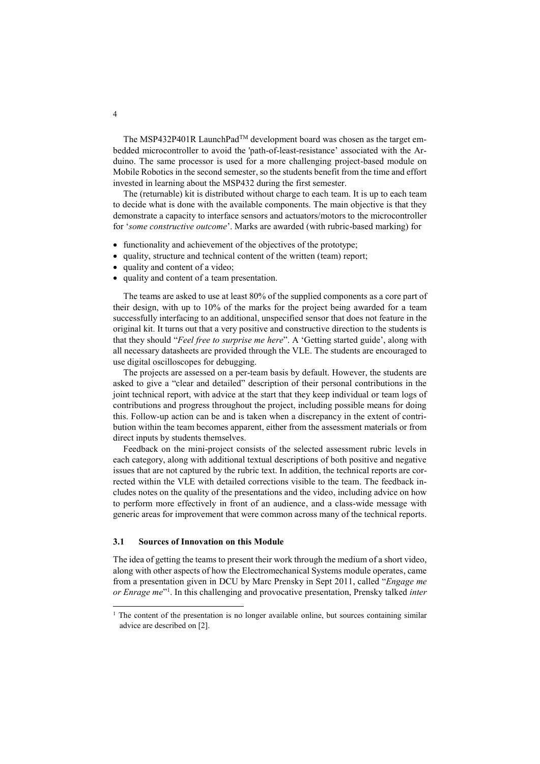The MSP432P401R LaunchPad™ development board was chosen as the target embedded microcontroller to avoid the 'path-of-least-resistance' associated with the Arduino. The same processor is used for a more challenging project-based module on Mobile Robotics in the second semester, so the students benefit from the time and effort invested in learning about the MSP432 during the first semester.

The (returnable) kit is distributed without charge to each team. It is up to each team to decide what is done with the available components. The main objective is that they demonstrate a capacity to interface sensors and actuators/motors to the microcontroller for '*some constructive outcome*'. Marks are awarded (with rubric-based marking) for

- functionality and achievement of the objectives of the prototype;
- quality, structure and technical content of the written (team) report;
- quality and content of a video;
- quality and content of a team presentation.

The teams are asked to use at least 80% of the supplied components as a core part of their design, with up to 10% of the marks for the project being awarded for a team successfully interfacing to an additional, unspecified sensor that does not feature in the original kit. It turns out that a very positive and constructive direction to the students is that they should "*Feel free to surprise me here*". A 'Getting started guide', along with all necessary datasheets are provided through the VLE. The students are encouraged to use digital oscilloscopes for debugging.

The projects are assessed on a per-team basis by default. However, the students are asked to give a "clear and detailed" description of their personal contributions in the joint technical report, with advice at the start that they keep individual or team logs of contributions and progress throughout the project, including possible means for doing this. Follow-up action can be and is taken when a discrepancy in the extent of contribution within the team becomes apparent, either from the assessment materials or from direct inputs by students themselves.

Feedback on the mini-project consists of the selected assessment rubric levels in each category, along with additional textual descriptions of both positive and negative issues that are not captured by the rubric text. In addition, the technical reports are corrected within the VLE with detailed corrections visible to the team. The feedback includes notes on the quality of the presentations and the video, including advice on how to perform more effectively in front of an audience, and a class-wide message with generic areas for improvement that were common across many of the technical reports.

### 3.1 Sources of Innovation on this Module

The idea of getting the teams to present their work through the medium of a short video, along with other aspects of how the Electromechanical Systems module operates, came from a presentation given in DCU by Marc Prensky in Sept 2011, called "*Engage me or Enrage me*"[1]. In this challenging and provocative presentation, Prensky talked *inter*

[1] The content of the presentation is no longer available online, but sources containing similar advice are described on [2].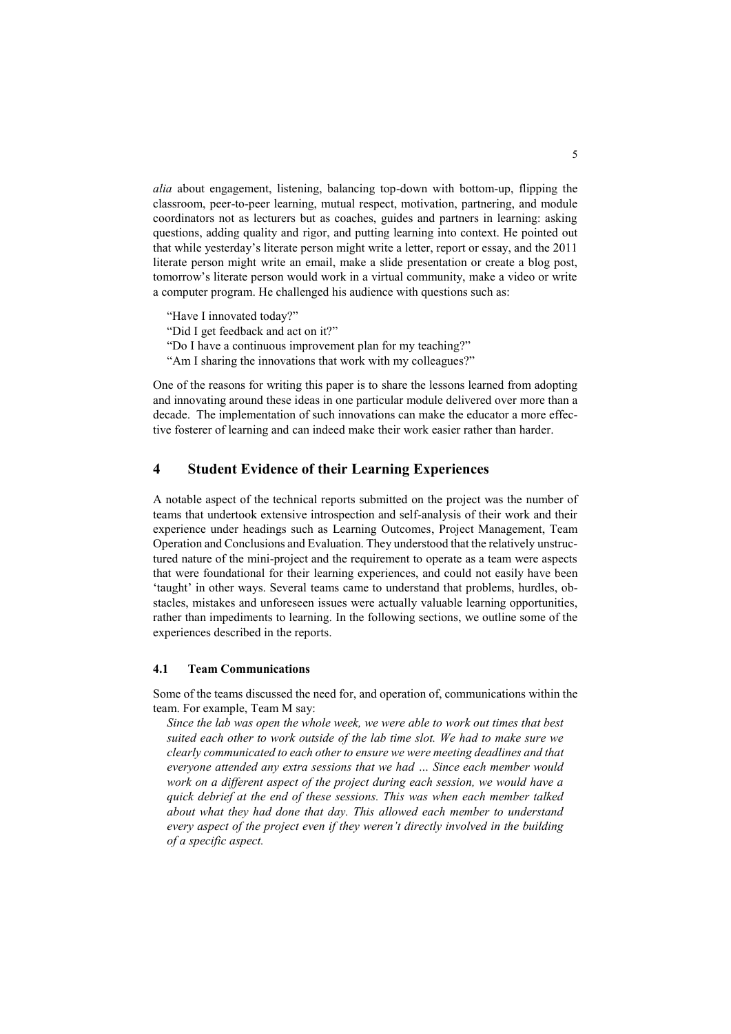*alia* about engagement, listening, balancing top-down with bottom-up, flipping the classroom, peer-to-peer learning, mutual respect, motivation, partnering, and module coordinators not as lecturers but as coaches, guides and partners in learning: asking questions, adding quality and rigor, and putting learning into context. He pointed out that while yesterday's literate person might write a letter, report or essay, and the 2011 literate person might write an email, make a slide presentation or create a blog post, tomorrow's literate person would work in a virtual community, make a video or write a computer program. He challenged his audience with questions such as:

"Have I innovated today?"
"Did I get feedback and act on it?"
"Do I have a continuous improvement plan for my teaching?"
"Am I sharing the innovations that work with my colleagues?"

One of the reasons for writing this paper is to share the lessons learned from adopting and innovating around these ideas in one particular module delivered over more than a decade. The implementation of such innovations can make the educator a more effective fosterer of learning and can indeed make their work easier rather than harder.

## 4 Student Evidence of their Learning Experiences

A notable aspect of the technical reports submitted on the project was the number of teams that undertook extensive introspection and self-analysis of their work and their experience under headings such as Learning Outcomes, Project Management, Team Operation and Conclusions and Evaluation. They understood that the relatively unstructured nature of the mini-project and the requirement to operate as a team were aspects that were foundational for their learning experiences, and could not easily have been 'taught' in other ways. Several teams came to understand that problems, hurdles, obstacles, mistakes and unforeseen issues were actually valuable learning opportunities, rather than impediments to learning. In the following sections, we outline some of the experiences described in the reports.

### 4.1 Team Communications

Some of the teams discussed the need for, and operation of, communications within the team. For example, Team M say:

*Since the lab was open the whole week, we were able to work out times that best suited each other to work outside of the lab time slot. We had to make sure we clearly communicated to each other to ensure we were meeting deadlines and that everyone attended any extra sessions that we had … Since each member would work on a different aspect of the project during each session, we would have a quick debrief at the end of these sessions. This was when each member talked about what they had done that day. This allowed each member to understand every aspect of the project even if they weren't directly involved in the building of a specific aspect.*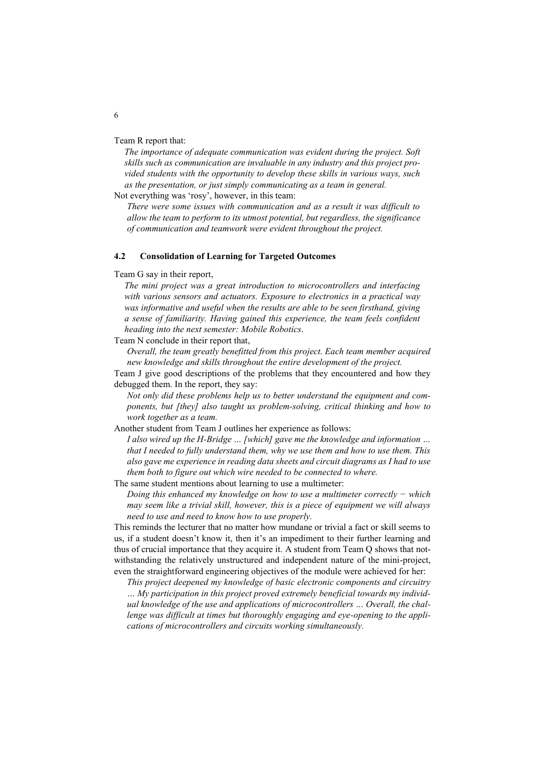Team R report that:

*The importance of adequate communication was evident during the project. Soft skills such as communication are invaluable in any industry and this project provided students with the opportunity to develop these skills in various ways, such as the presentation, or just simply communicating as a team in general.*

Not everything was 'rosy', however, in this team:

*There were some issues with communication and as a result it was difficult to allow the team to perform to its utmost potential, but regardless, the significance of communication and teamwork were evident throughout the project.*

### 4.2 Consolidation of Learning for Targeted Outcomes

Team G say in their report,

*The mini project was a great introduction to microcontrollers and interfacing with various sensors and actuators. Exposure to electronics in a practical way was informative and useful when the results are able to be seen firsthand, giving a sense of familiarity. Having gained this experience, the team feels confident heading into the next semester: Mobile Robotics*.

Team N conclude in their report that,

*Overall, the team greatly benefitted from this project. Each team member acquired new knowledge and skills throughout the entire development of the project.*

Team J give good descriptions of the problems that they encountered and how they debugged them. In the report, they say:

*Not only did these problems help us to better understand the equipment and components, but [they] also taught us problem-solving, critical thinking and how to work together as a team.*

Another student from Team J outlines her experience as follows:

*I also wired up the H-Bridge … [which] gave me the knowledge and information … that I needed to fully understand them, why we use them and how to use them. This also gave me experience in reading data sheets and circuit diagrams as I had to use them both to figure out which wire needed to be connected to where.*

The same student mentions about learning to use a multimeter:

*Doing this enhanced my knowledge on how to use a multimeter correctly − which may seem like a trivial skill, however, this is a piece of equipment we will always need to use and need to know how to use properly.*

This reminds the lecturer that no matter how mundane or trivial a fact or skill seems to us, if a student doesn't know it, then it's an impediment to their further learning and thus of crucial importance that they acquire it. A student from Team Q shows that notwithstanding the relatively unstructured and independent nature of the mini-project, even the straightforward engineering objectives of the module were achieved for her:

*This project deepened my knowledge of basic electronic components and circuitry … My participation in this project proved extremely beneficial towards my individual knowledge of the use and applications of microcontrollers … Overall, the challenge was difficult at times but thoroughly engaging and eye-opening to the applications of microcontrollers and circuits working simultaneously.*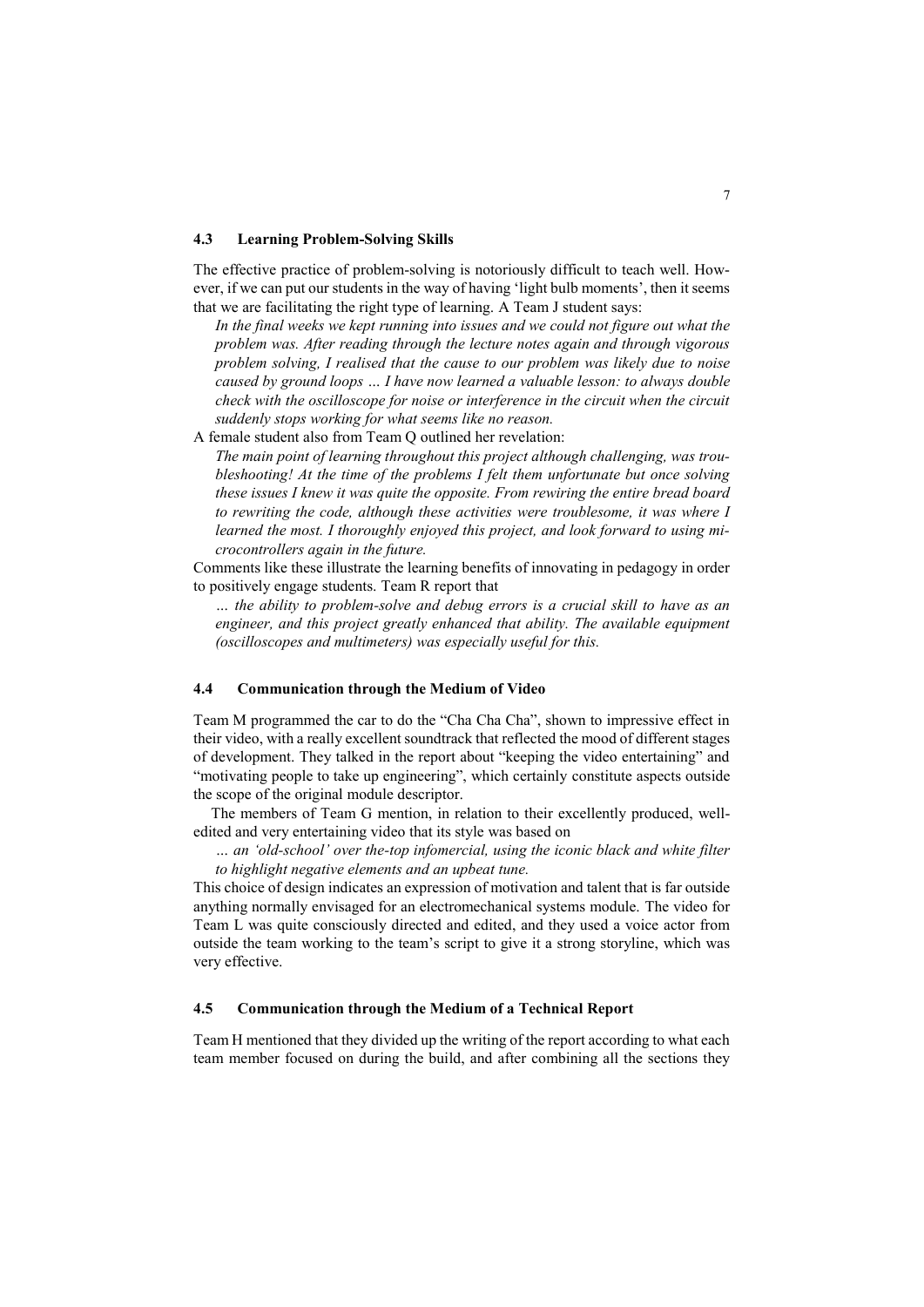### 4.3 Learning Problem-Solving Skills

The effective practice of problem-solving is notoriously difficult to teach well. However, if we can put our students in the way of having 'light bulb moments', then it seems that we are facilitating the right type of learning. A Team J student says:

> *In the final weeks we kept running into issues and we could not figure out what the problem was. After reading through the lecture notes again and through vigorous problem solving, I realised that the cause to our problem was likely due to noise caused by ground loops … I have now learned a valuable lesson: to always double check with the oscilloscope for noise or interference in the circuit when the circuit suddenly stops working for what seems like no reason.*

A female student also from Team Q outlined her revelation:

> *The main point of learning throughout this project although challenging, was troubleshooting! At the time of the problems I felt them unfortunate but once solving these issues I knew it was quite the opposite. From rewiring the entire bread board to rewriting the code, although these activities were troublesome, it was where I learned the most. I thoroughly enjoyed this project, and look forward to using microcontrollers again in the future.*

Comments like these illustrate the learning benefits of innovating in pedagogy in order to positively engage students. Team R report that

> *… the ability to problem-solve and debug errors is a crucial skill to have as an engineer, and this project greatly enhanced that ability. The available equipment (oscilloscopes and multimeters) was especially useful for this.*

### 4.4 Communication through the Medium of Video

Team M programmed the car to do the "Cha Cha Cha", shown to impressive effect in their video, with a really excellent soundtrack that reflected the mood of different stages of development. They talked in the report about "keeping the video entertaining" and "motivating people to take up engineering", which certainly constitute aspects outside the scope of the original module descriptor.

The members of Team G mention, in relation to their excellently produced, well-edited and very entertaining video that its style was based on

> *… an 'old-school' over the-top infomercial, using the iconic black and white filter to highlight negative elements and an upbeat tune.*

This choice of design indicates an expression of motivation and talent that is far outside anything normally envisaged for an electromechanical systems module. The video for Team L was quite consciously directed and edited, and they used a voice actor from outside the team working to the team's script to give it a strong storyline, which was very effective.

### 4.5 Communication through the Medium of a Technical Report

Team H mentioned that they divided up the writing of the report according to what each team member focused on during the build, and after combining all the sections they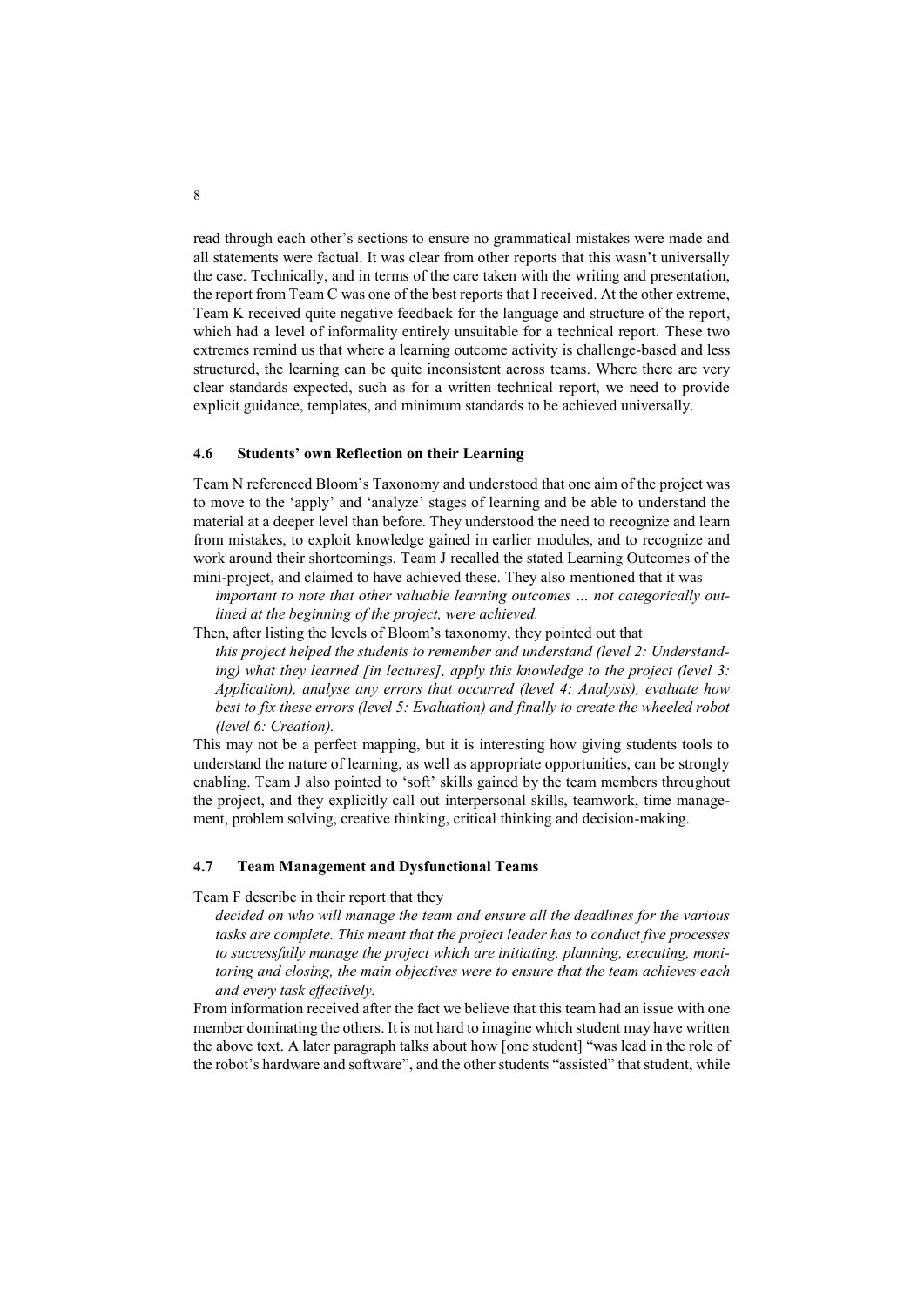read through each other's sections to ensure no grammatical mistakes were made and all statements were factual. It was clear from other reports that this wasn't universally the case. Technically, and in terms of the care taken with the writing and presentation, the report from Team C was one of the best reports that I received. At the other extreme, Team K received quite negative feedback for the language and structure of the report, which had a level of informality entirely unsuitable for a technical report. These two extremes remind us that where a learning outcome activity is challenge-based and less structured, the learning can be quite inconsistent across teams. Where there are very clear standards expected, such as for a written technical report, we need to provide explicit guidance, templates, and minimum standards to be achieved universally.

### 4.6 Students' own Reflection on their Learning

Team N referenced Bloom's Taxonomy and understood that one aim of the project was to move to the 'apply' and 'analyze' stages of learning and be able to understand the material at a deeper level than before. They understood the need to recognize and learn from mistakes, to exploit knowledge gained in earlier modules, and to recognize and work around their shortcomings. Team J recalled the stated Learning Outcomes of the mini-project, and claimed to have achieved these. They also mentioned that it was

> *important to note that other valuable learning outcomes … not categorically outlined at the beginning of the project, were achieved.*

Then, after listing the levels of Bloom's taxonomy, they pointed out that

> *this project helped the students to remember and understand (level 2: Understanding) what they learned [in lectures], apply this knowledge to the project (level 3: Application), analyse any errors that occurred (level 4: Analysis), evaluate how best to fix these errors (level 5: Evaluation) and finally to create the wheeled robot (level 6: Creation).*

This may not be a perfect mapping, but it is interesting how giving students tools to understand the nature of learning, as well as appropriate opportunities, can be strongly enabling. Team J also pointed to 'soft' skills gained by the team members throughout the project, and they explicitly call out interpersonal skills, teamwork, time management, problem solving, creative thinking, critical thinking and decision-making.

### 4.7 Team Management and Dysfunctional Teams

Team F describe in their report that they

> *decided on who will manage the team and ensure all the deadlines for the various tasks are complete. This meant that the project leader has to conduct five processes to successfully manage the project which are initiating, planning, executing, monitoring and closing, the main objectives were to ensure that the team achieves each and every task effectively.*

From information received after the fact we believe that this team had an issue with one member dominating the others. It is not hard to imagine which student may have written the above text. A later paragraph talks about how [one student] "was lead in the role of the robot's hardware and software", and the other students "assisted" that student, while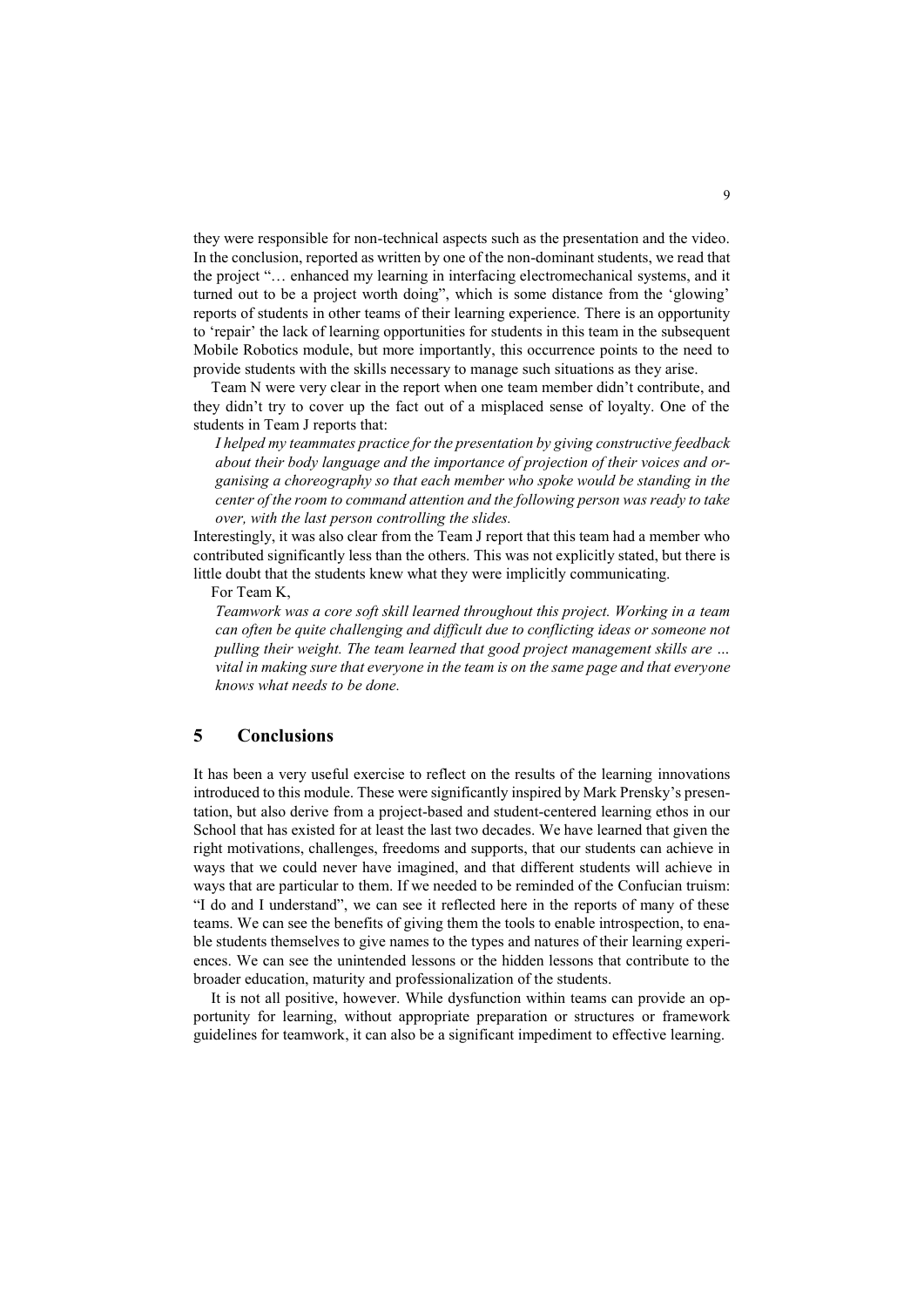they were responsible for non-technical aspects such as the presentation and the video. In the conclusion, reported as written by one of the non-dominant students, we read that the project "… enhanced my learning in interfacing electromechanical systems, and it turned out to be a project worth doing", which is some distance from the 'glowing' reports of students in other teams of their learning experience. There is an opportunity to 'repair' the lack of learning opportunities for students in this team in the subsequent Mobile Robotics module, but more importantly, this occurrence points to the need to provide students with the skills necessary to manage such situations as they arise.

Team N were very clear in the report when one team member didn't contribute, and they didn't try to cover up the fact out of a misplaced sense of loyalty. One of the students in Team J reports that:

> *I helped my teammates practice for the presentation by giving constructive feedback about their body language and the importance of projection of their voices and organising a choreography so that each member who spoke would be standing in the center of the room to command attention and the following person was ready to take over, with the last person controlling the slides.*

Interestingly, it was also clear from the Team J report that this team had a member who contributed significantly less than the others. This was not explicitly stated, but there is little doubt that the students knew what they were implicitly communicating.

For Team K,

> *Teamwork was a core soft skill learned throughout this project. Working in a team can often be quite challenging and difficult due to conflicting ideas or someone not pulling their weight. The team learned that good project management skills are … vital in making sure that everyone in the team is on the same page and that everyone knows what needs to be done.*

## 5 Conclusions

It has been a very useful exercise to reflect on the results of the learning innovations introduced to this module. These were significantly inspired by Mark Prensky's presentation, but also derive from a project-based and student-centered learning ethos in our School that has existed for at least the last two decades. We have learned that given the right motivations, challenges, freedoms and supports, that our students can achieve in ways that we could never have imagined, and that different students will achieve in ways that are particular to them. If we needed to be reminded of the Confucian truism: "I do and I understand", we can see it reflected here in the reports of many of these teams. We can see the benefits of giving them the tools to enable introspection, to enable students themselves to give names to the types and natures of their learning experiences. We can see the unintended lessons or the hidden lessons that contribute to the broader education, maturity and professionalization of the students.

It is not all positive, however. While dysfunction within teams can provide an opportunity for learning, without appropriate preparation or structures or framework guidelines for teamwork, it can also be a significant impediment to effective learning.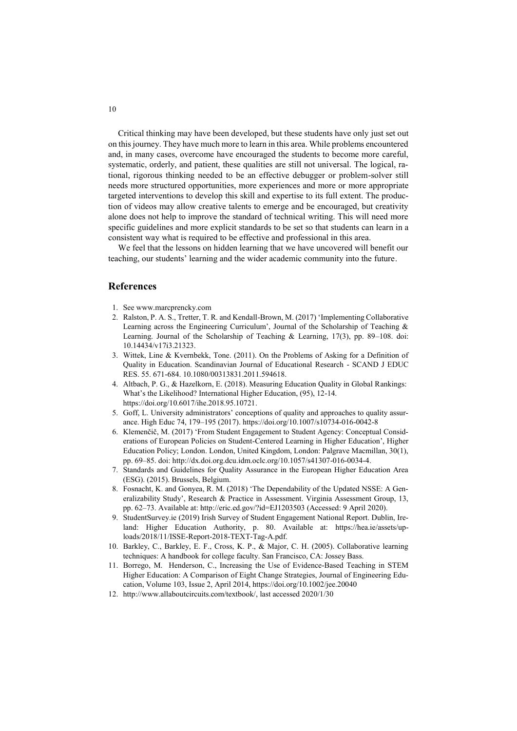Critical thinking may have been developed, but these students have only just set out on this journey. They have much more to learn in this area. While problems encountered and, in many cases, overcome have encouraged the students to become more careful, systematic, orderly, and patient, these qualities are still not universal. The logical, rational, rigorous thinking needed to be an effective debugger or problem-solver still needs more structured opportunities, more experiences and more or more appropriate targeted interventions to develop this skill and expertise to its full extent. The production of videos may allow creative talents to emerge and be encouraged, but creativity alone does not help to improve the standard of technical writing. This will need more specific guidelines and more explicit standards to be set so that students can learn in a consistent way what is required to be effective and professional in this area.

We feel that the lessons on hidden learning that we have uncovered will benefit our teaching, our students' learning and the wider academic community into the future.

## References

1. See www.marcprencky.com
2. Ralston, P. A. S., Tretter, T. R. and Kendall-Brown, M. (2017) 'Implementing Collaborative Learning across the Engineering Curriculum', Journal of the Scholarship of Teaching & Learning. Journal of the Scholarship of Teaching & Learning, 17(3), pp. 89–108. doi: 10.14434/v17i3.21323.
3. Wittek, Line & Kvernbekk, Tone. (2011). On the Problems of Asking for a Definition of Quality in Education. Scandinavian Journal of Educational Research - SCAND J EDUC RES. 55. 671-684. 10.1080/00313831.2011.594618.
4. Altbach, P. G., & Hazelkorn, E. (2018). Measuring Education Quality in Global Rankings: What's the Likelihood? International Higher Education, (95), 12-14. https://doi.org/10.6017/ihe.2018.95.10721.
5. Goff, L. University administrators' conceptions of quality and approaches to quality assurance. High Educ 74, 179–195 (2017). https://doi.org/10.1007/s10734-016-0042-8
6. Klemenčič, M. (2017) 'From Student Engagement to Student Agency: Conceptual Considerations of European Policies on Student-Centered Learning in Higher Education', Higher Education Policy; London. London, United Kingdom, London: Palgrave Macmillan, 30(1), pp. 69–85. doi: http://dx.doi.org.dcu.idm.oclc.org/10.1057/s41307-016-0034-4.
7. Standards and Guidelines for Quality Assurance in the European Higher Education Area (ESG). (2015). Brussels, Belgium.
8. Fosnacht, K. and Gonyea, R. M. (2018) 'The Dependability of the Updated NSSE: A Generalizability Study', Research & Practice in Assessment. Virginia Assessment Group, 13, pp. 62–73. Available at: http://eric.ed.gov/?id=EJ1203503 (Accessed: 9 April 2020).
9. StudentSurvey.ie (2019) Irish Survey of Student Engagement National Report. Dublin, Ireland: Higher Education Authority, p. 80. Available at: https://hea.ie/assets/uploads/2018/11/ISSE-Report-2018-TEXT-Tag-A.pdf.
10. Barkley, C., Barkley, E. F., Cross, K. P., & Major, C. H. (2005). Collaborative learning techniques: A handbook for college faculty. San Francisco, CA: Jossey Bass.
11. Borrego, M. Henderson, C., Increasing the Use of Evidence-Based Teaching in STEM Higher Education: A Comparison of Eight Change Strategies, Journal of Engineering Education, Volume 103, Issue 2, April 2014, https://doi.org/10.1002/jee.20040
12. http://www.allaboutcircuits.com/textbook/, last accessed 2020/1/30